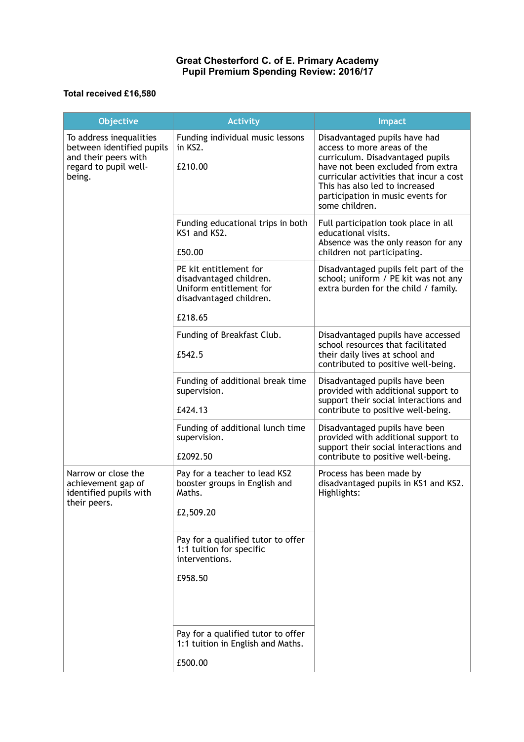**Great Chesterford C. of E. Primary Academy**
**Pupil Premium Spending Review: 2016/17**

**Total received £16,580**

| Objective | Activity | Impact |
|---|---|---|
| To address inequalities between identified pupils and their peers with regard to pupil well-being. | Funding individual music lessons in KS2.<br><br>£210.00 | Disadvantaged pupils have had access to more areas of the curriculum. Disadvantaged pupils have not been excluded from extra curricular activities that incur a cost This has also led to increased participation in music events for some children. |
| | Funding educational trips in both KS1 and KS2.<br><br>£50.00 | Full participation took place in all educational visits.<br>Absence was the only reason for any children not participating. |
| | PE kit entitlement for disadvantaged children.<br>Uniform entitlement for disadvantaged children.<br><br>£218.65 | Disadvantaged pupils felt part of the school; uniform / PE kit was not any extra burden for the child / family. |
| | Funding of Breakfast Club.<br><br>£542.5 | Disadvantaged pupils have accessed school resources that facilitated their daily lives at school and contributed to positive well-being. |
| | Funding of additional break time supervision.<br><br>£424.13 | Disadvantaged pupils have been provided with additional support to support their social interactions and contribute to positive well-being. |
| | Funding of additional lunch time supervision.<br><br>£2092.50 | Disadvantaged pupils have been provided with additional support to support their social interactions and contribute to positive well-being. |
| Narrow or close the achievement gap of identified pupils with their peers. | Pay for a teacher to lead KS2 booster groups in English and Maths.<br><br>£2,509.20 | Process has been made by disadvantaged pupils in KS1 and KS2.<br>Highlights: |
| | Pay for a qualified tutor to offer 1:1 tuition for specific interventions.<br><br>£958.50 | |
| | Pay for a qualified tutor to offer 1:1 tuition in English and Maths.<br><br>£500.00 | |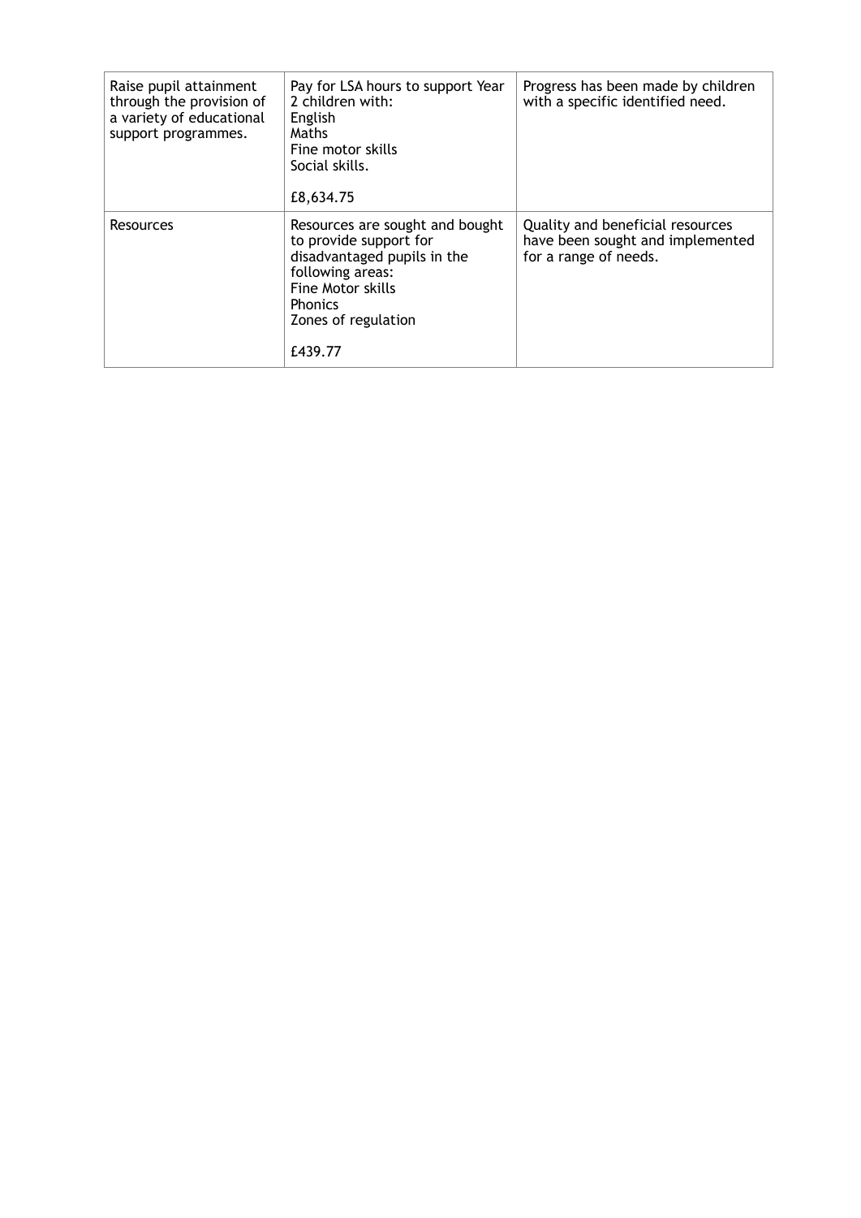| | | |
|---|---|---|
| Raise pupil attainment through the provision of a variety of educational support programmes. | Pay for LSA hours to support Year 2 children with:<br>English<br>Maths<br>Fine motor skills<br>Social skills.<br><br>£8,634.75 | Progress has been made by children with a specific identified need. |
| Resources | Resources are sought and bought to provide support for disadvantaged pupils in the following areas:<br>Fine Motor skills<br>Phonics<br>Zones of regulation<br><br>£439.77 | Quality and beneficial resources have been sought and implemented for a range of needs. |